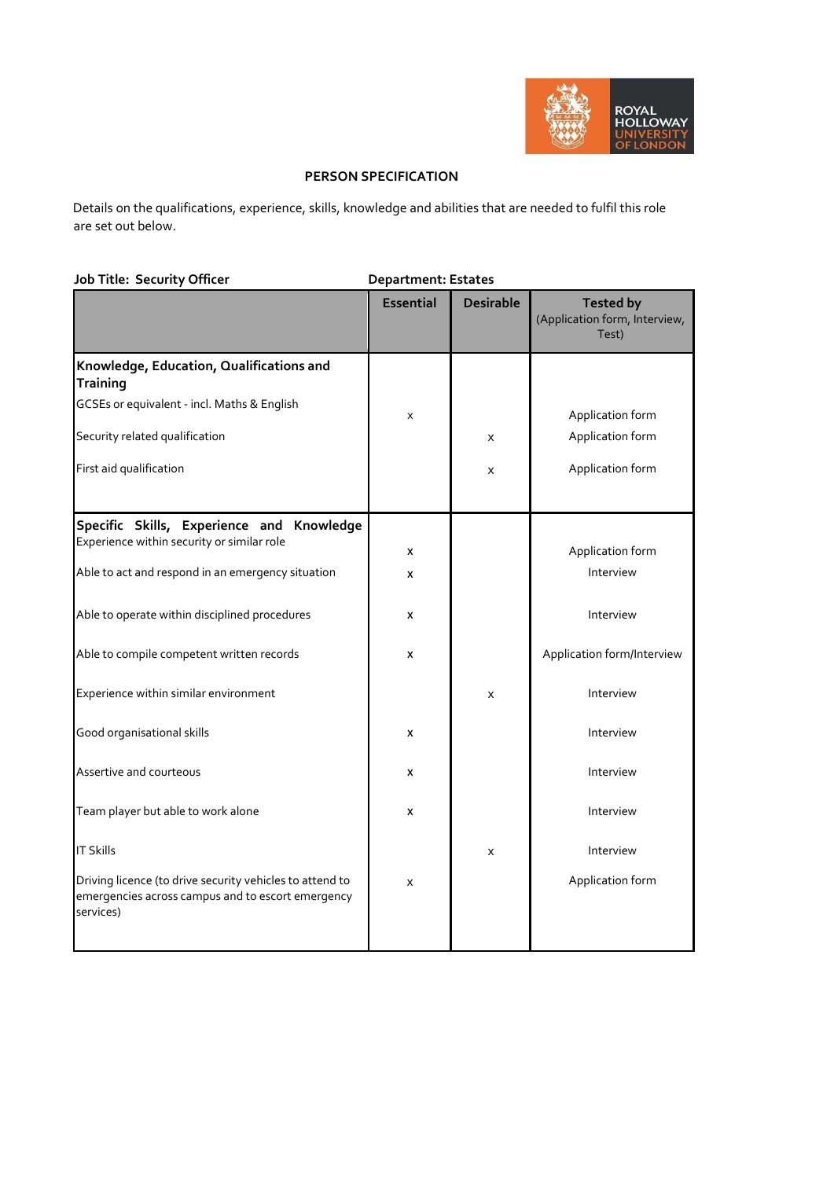# PERSON SPECIFICATION

Details on the qualifications, experience, skills, knowledge and abilities that are needed to fulfil this role are set out below.

**Job Title: Security Officer** **Department: Estates**

| | Essential | Desirable | Tested by (Application form, Interview, Test) |
|---|---|---|---|
| **Knowledge, Education, Qualifications and Training** | | | |
| GCSEs or equivalent - incl. Maths & English | x | | Application form |
| Security related qualification | | x | Application form |
| First aid qualification | | x | Application form |
| **Specific Skills, Experience and Knowledge** | | | |
| Experience within security or similar role | x | | Application form |
| Able to act and respond in an emergency situation | x | | Interview |
| Able to operate within disciplined procedures | x | | Interview |
| Able to compile competent written records | x | | Application form/Interview |
| Experience within similar environment | | x | Interview |
| Good organisational skills | x | | Interview |
| Assertive and courteous | x | | Interview |
| Team player but able to work alone | x | | Interview |
| IT Skills | | x | Interview |
| Driving licence (to drive security vehicles to attend to emergencies across campus and to escort emergency services) | x | | Application form |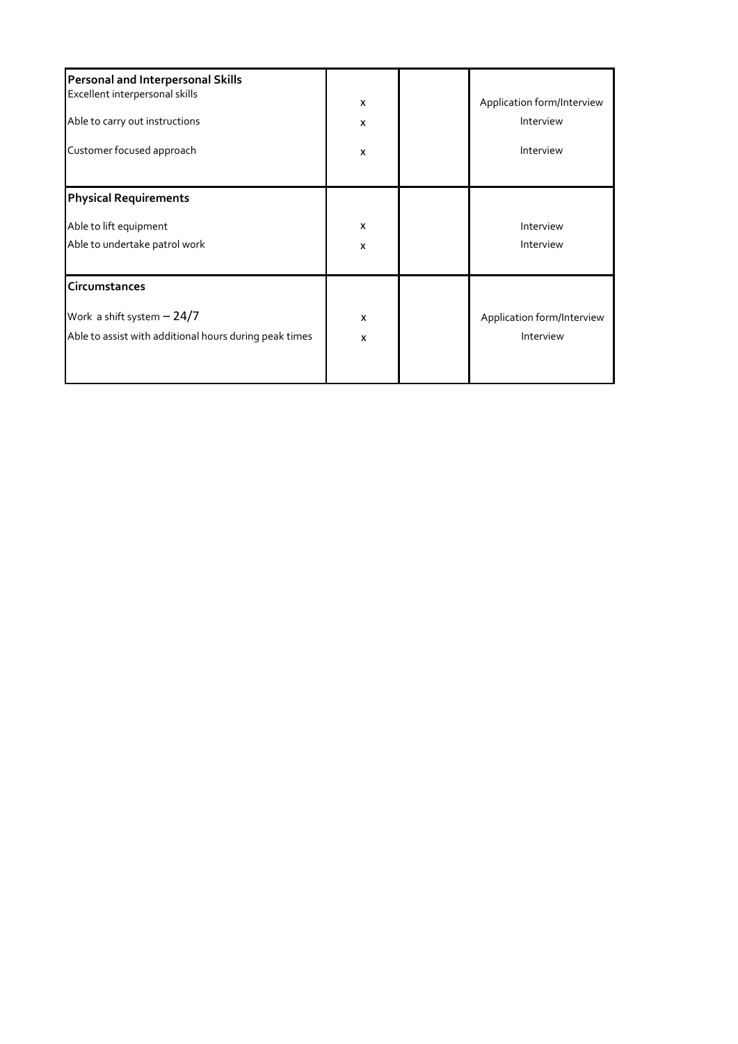| | | | |
|---|---|---|---|
| **Personal and Interpersonal Skills** | | | |
| Excellent interpersonal skills | x | | Application form/Interview |
| Able to carry out instructions | x | | Interview |
| Customer focused approach | x | | Interview |
| **Physical Requirements** | | | |
| Able to lift equipment | x | | Interview |
| Able to undertake patrol work | x | | Interview |
| **Circumstances** | | | |
| Work a shift system – 24/7 | x | | Application form/Interview |
| Able to assist with additional hours during peak times | x | | Interview |